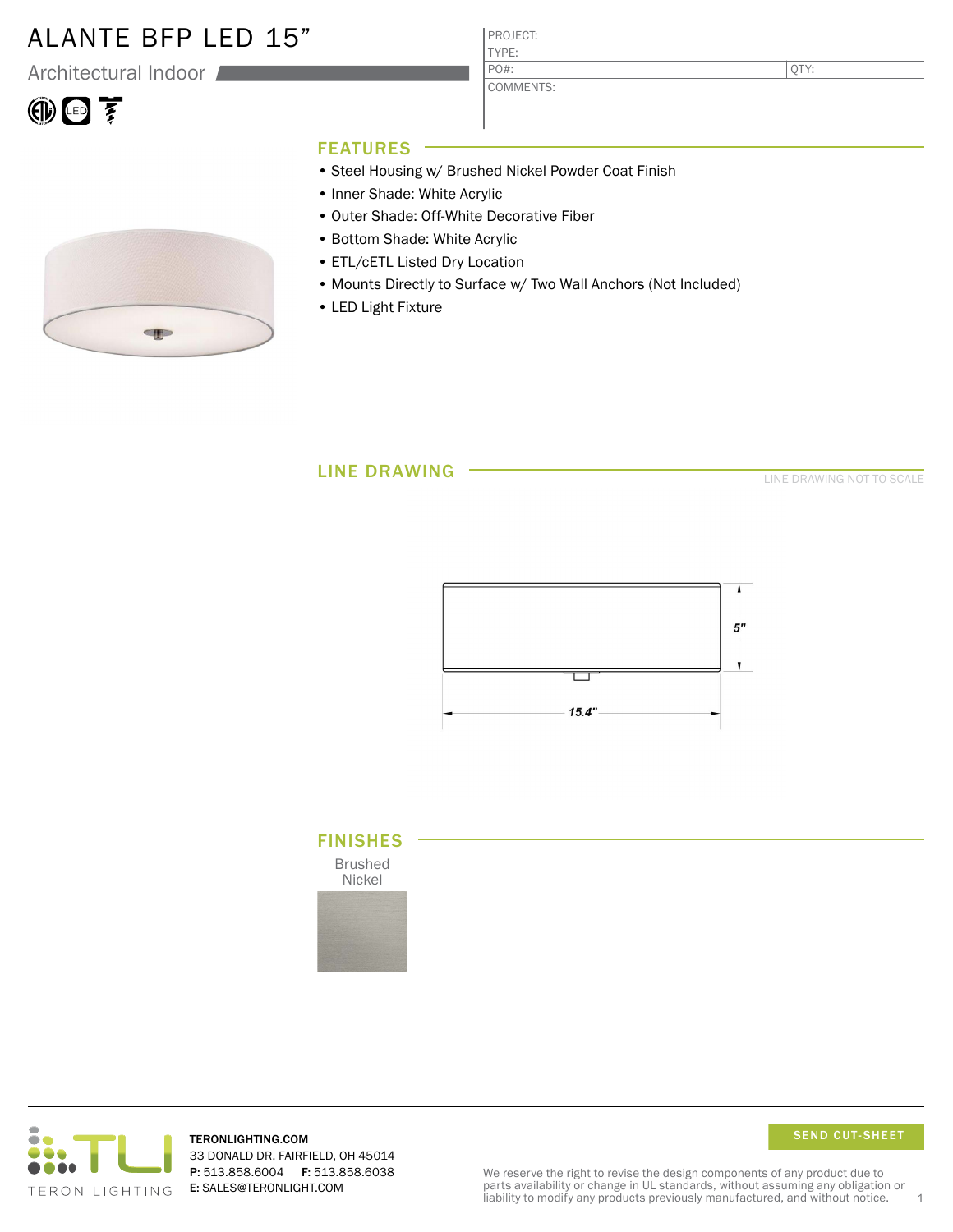# ALANTE BFP LED 15"

Architectural Indoor

| PROJECT: | |
|---|---|
| TYPE: | |
| PO#: | QTY: |
| COMMENTS: | |

## FEATURES

- Steel Housing w/ Brushed Nickel Powder Coat Finish
- Inner Shade: White Acrylic
- Outer Shade: Off-White Decorative Fiber
- Bottom Shade: White Acrylic
- ETL/cETL Listed Dry Location
- Mounts Directly to Surface w/ Two Wall Anchors (Not Included)
- LED Light Fixture

## LINE DRAWING

LINE DRAWING NOT TO SCALE

5"

15.4"

## FINISHES

Brushed Nickel

TERONLIGHTING.COM
33 DONALD DR, FAIRFIELD, OH 45014
**P:** 513.858.6004 **F:** 513.858.6038
**E:** SALES@TERONLIGHT.COM

SEND CUT-SHEET

We reserve the right to revise the design components of any product due to parts availability or change in UL standards, without assuming any obligation or liability to modify any products previously manufactured, and without notice.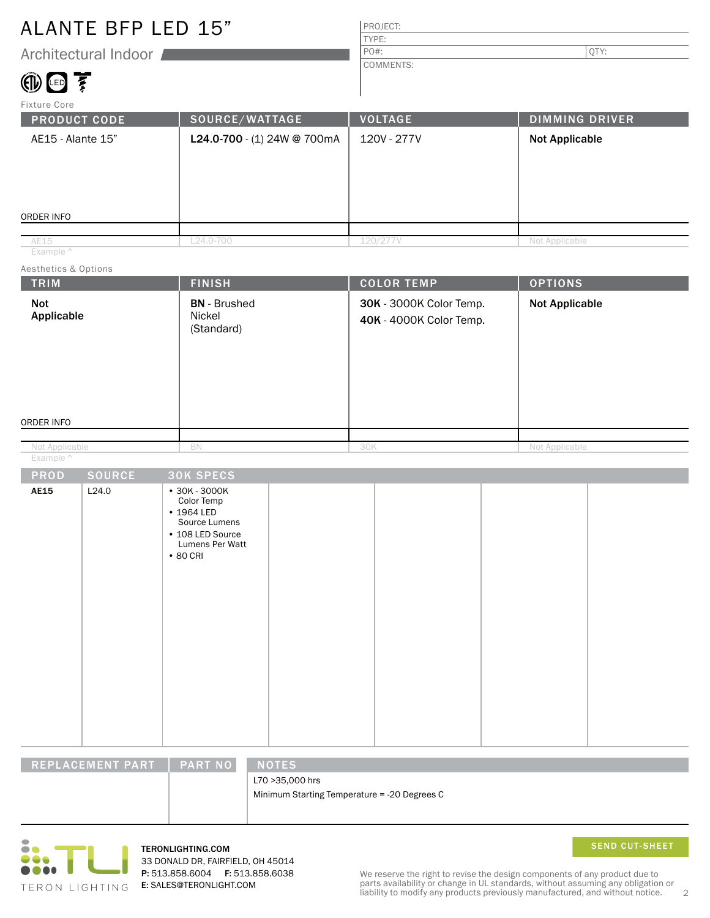# ALANTE BFP LED 15"

## Architectural Indoor

| PROJECT: | |
|---|---|
| TYPE: | |
| PO#: | QTY: |
| COMMENTS: | |

Fixture Core

| PRODUCT CODE | SOURCE/WATTAGE | VOLTAGE | DIMMING DRIVER |
|---|---|---|---|
| AE15 - Alante 15" | **L24.0-700** - (1) 24W @ 700mA | 120V - 277V | **Not Applicable** |

ORDER INFO

| | | | |
|---|---|---|---|
| AE15 | L24.0-700 | 120/277V | Not Applicable |

Example ^

Aesthetics & Options

| TRIM | FINISH | COLOR TEMP | OPTIONS |
|---|---|---|---|
| **Not Applicable** | **BN** - Brushed Nickel (Standard) | **30K** - 3000K Color Temp.<br>**40K** - 4000K Color Temp. | **Not Applicable** |

ORDER INFO

| | | | |
|---|---|---|---|
| Not Applicable | BN | 30K | Not Applicable |

Example ^

| PROD | SOURCE | 30K SPECS | | | | |
|---|---|---|---|---|---|---|
| **AE15** | L24.0 | • 30K - 3000K Color Temp<br>• 1964 LED Source Lumens<br>• 108 LED Source Lumens Per Watt<br>• 80 CRI | | | | |

| REPLACEMENT PART | PART NO | NOTES |
|---|---|---|
| | | L70 >35,000 hrs<br>Minimum Starting Temperature = -20 Degrees C |

TERON LIGHTING

**TERONLIGHTING.COM**
33 DONALD DR, FAIRFIELD, OH 45014
**P:** 513.858.6004 **F:** 513.858.6038
**E:** SALES@TERONLIGHT.COM

SEND CUT-SHEET

We reserve the right to revise the design components of any product due to parts availability or change in UL standards, without assuming any obligation or liability to modify any products previously manufactured, and without notice.